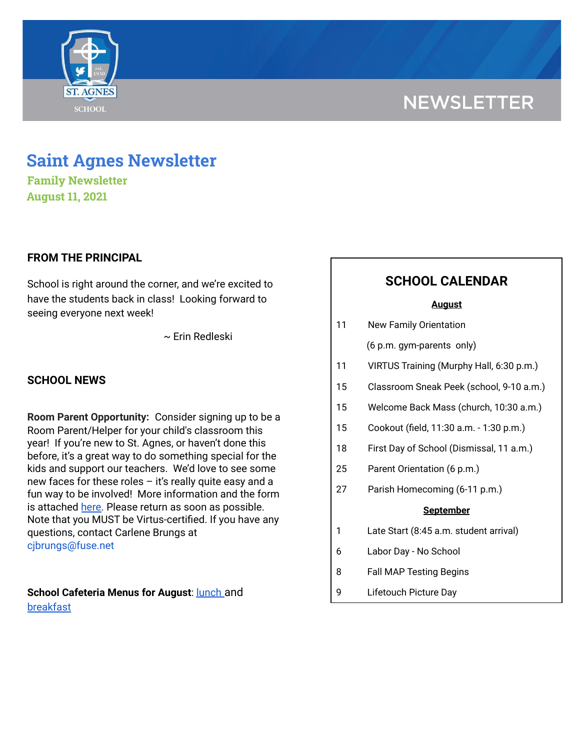NEWSLETTER

# Saint Agnes Newsletter

## Family Newsletter

## August 11, 2021

### FROM THE PRINCIPAL

School is right around the corner, and we're excited to have the students back in class! Looking forward to seeing everyone next week!

~ Erin Redleski

### SCHOOL NEWS

**Room Parent Opportunity:** Consider signing up to be a Room Parent/Helper for your child's classroom this year! If you're new to St. Agnes, or haven't done this before, it's a great way to do something special for the kids and support our teachers. We'd love to see some new faces for these roles – it's really quite easy and a fun way to be involved! More information and the form is attached here. Please return as soon as possible. Note that you MUST be Virtus-certified. If you have any questions, contact Carlene Brungs at cjbrungs@fuse.net

**School Cafeteria Menus for August**: lunch and breakfast

### SCHOOL CALENDAR

**August**

| | |
|---|---|
| 11 | New Family Orientation (6 p.m. gym-parents only) |
| 11 | VIRTUS Training (Murphy Hall, 6:30 p.m.) |
| 15 | Classroom Sneak Peek (school, 9-10 a.m.) |
| 15 | Welcome Back Mass (church, 10:30 a.m.) |
| 15 | Cookout (field, 11:30 a.m. - 1:30 p.m.) |
| 18 | First Day of School (Dismissal, 11 a.m.) |
| 25 | Parent Orientation (6 p.m.) |
| 27 | Parish Homecoming (6-11 p.m.) |

**September**

| | |
|---|---|
| 1 | Late Start (8:45 a.m. student arrival) |
| 6 | Labor Day - No School |
| 8 | Fall MAP Testing Begins |
| 9 | Lifetouch Picture Day |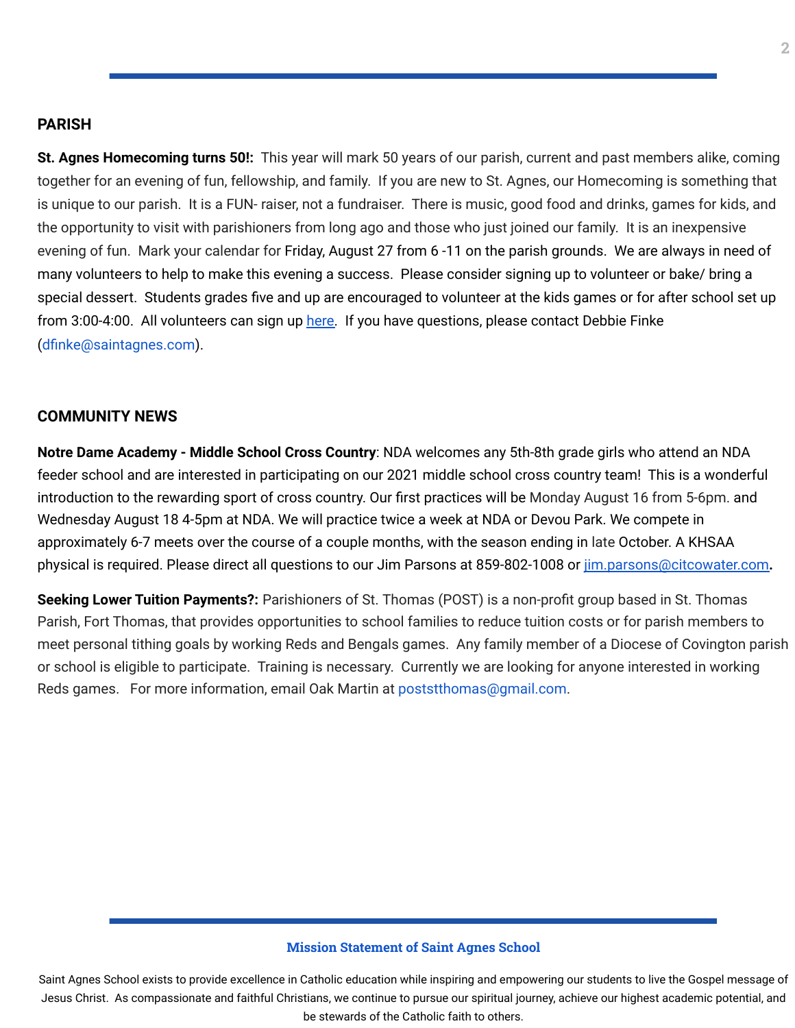## PARISH

**St. Agnes Homecoming turns 50!:** This year will mark 50 years of our parish, current and past members alike, coming together for an evening of fun, fellowship, and family. If you are new to St. Agnes, our Homecoming is something that is unique to our parish. It is a FUN- raiser, not a fundraiser. There is music, good food and drinks, games for kids, and the opportunity to visit with parishioners from long ago and those who just joined our family. It is an inexpensive evening of fun. Mark your calendar for Friday, August 27 from 6 -11 on the parish grounds. We are always in need of many volunteers to help to make this evening a success. Please consider signing up to volunteer or bake/ bring a special dessert. Students grades five and up are encouraged to volunteer at the kids games or for after school set up from 3:00-4:00. All volunteers can sign up here. If you have questions, please contact Debbie Finke (dfinke@saintagnes.com).

## COMMUNITY NEWS

**Notre Dame Academy - Middle School Cross Country**: NDA welcomes any 5th-8th grade girls who attend an NDA feeder school and are interested in participating on our 2021 middle school cross country team! This is a wonderful introduction to the rewarding sport of cross country. Our first practices will be Monday August 16 from 5-6pm. and Wednesday August 18 4-5pm at NDA. We will practice twice a week at NDA or Devou Park. We compete in approximately 6-7 meets over the course of a couple months, with the season ending in late October. A KHSAA physical is required. Please direct all questions to our Jim Parsons at 859-802-1008 or jim.parsons@citcowater.com.

**Seeking Lower Tuition Payments?:** Parishioners of St. Thomas (POST) is a non-profit group based in St. Thomas Parish, Fort Thomas, that provides opportunities to school families to reduce tuition costs or for parish members to meet personal tithing goals by working Reds and Bengals games. Any family member of a Diocese of Covington parish or school is eligible to participate. Training is necessary. Currently we are looking for anyone interested in working Reds games. For more information, email Oak Martin at poststthomas@gmail.com.

**Mission Statement of Saint Agnes School**

Saint Agnes School exists to provide excellence in Catholic education while inspiring and empowering our students to live the Gospel message of Jesus Christ. As compassionate and faithful Christians, we continue to pursue our spiritual journey, achieve our highest academic potential, and be stewards of the Catholic faith to others.